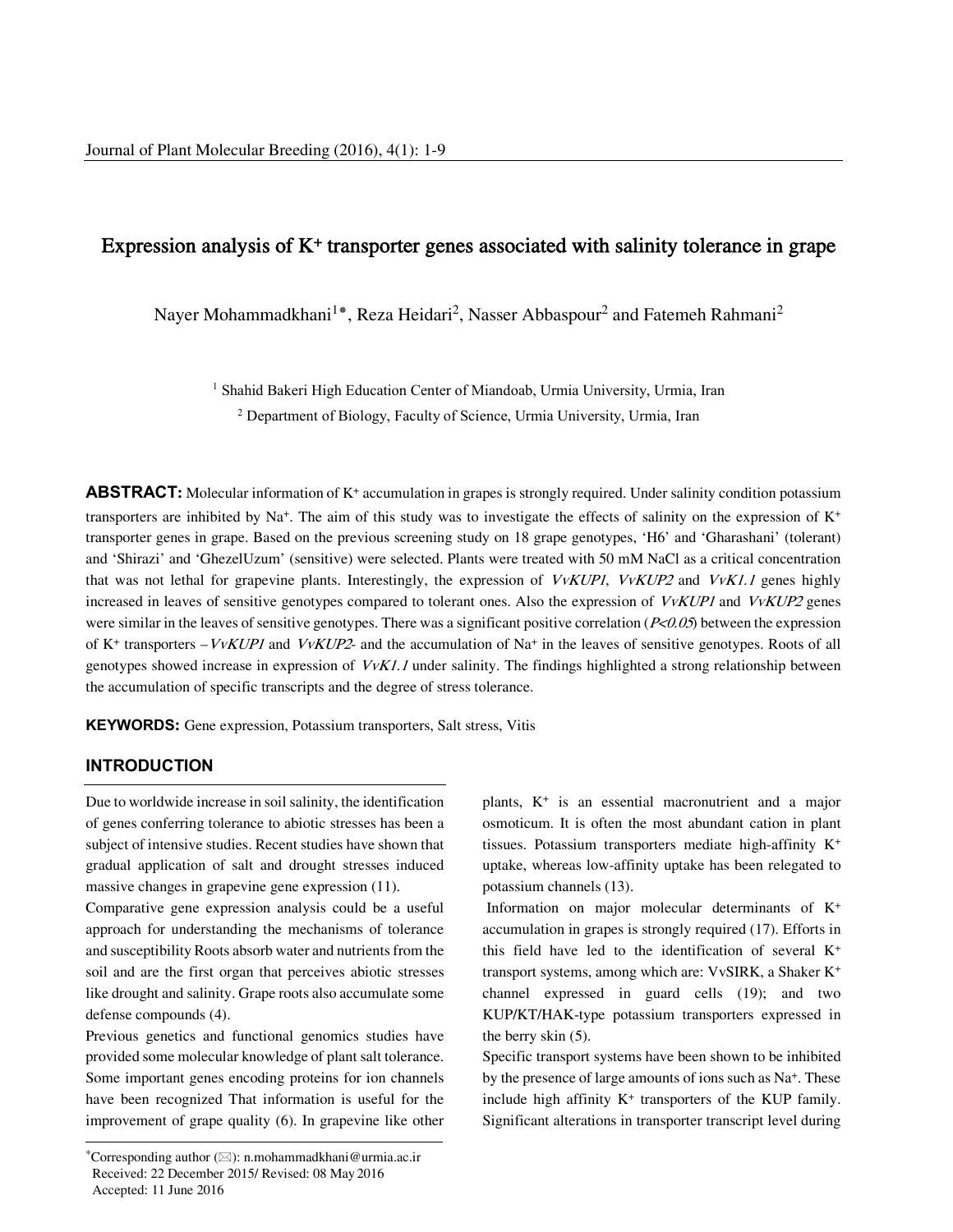# Expression analysis of $K^+$ transporter genes associated with salinity tolerance in grape

Nayer Mohammadkhani[1*], Reza Heidari[2], Nasser Abbaspour[2] and Fatemeh Rahmani[2]

[1] Shahid Bakeri High Education Center of Miandoab, Urmia University, Urmia, Iran

[2] Department of Biology, Faculty of Science, Urmia University, Urmia, Iran

**ABSTRACT:** Molecular information of $K^+$ accumulation in grapes is strongly required. Under salinity condition potassium transporters are inhibited by $Na^+$. The aim of this study was to investigate the effects of salinity on the expression of $K^+$ transporter genes in grape. Based on the previous screening study on 18 grape genotypes, 'H6' and 'Gharashani' (tolerant) and 'Shirazi' and 'GhezelUzum' (sensitive) were selected. Plants were treated with 50 mM NaCl as a critical concentration that was not lethal for grapevine plants. Interestingly, the expression of *VvKUP1*, *VvKUP2* and *VvK1.1* genes highly increased in leaves of sensitive genotypes compared to tolerant ones. Also the expression of *VvKUP1* and *VvKUP2* genes were similar in the leaves of sensitive genotypes. There was a significant positive correlation ($P<0.05$) between the expression of $K^+$ transporters –*VvKUP1* and *VvKUP2*- and the accumulation of $Na^+$ in the leaves of sensitive genotypes. Roots of all genotypes showed increase in expression of *VvK1.1* under salinity. The findings highlighted a strong relationship between the accumulation of specific transcripts and the degree of stress tolerance.

**KEYWORDS:** Gene expression, Potassium transporters, Salt stress, Vitis

## INTRODUCTION

Due to worldwide increase in soil salinity, the identification of genes conferring tolerance to abiotic stresses has been a subject of intensive studies. Recent studies have shown that gradual application of salt and drought stresses induced massive changes in grapevine gene expression (11).

Comparative gene expression analysis could be a useful approach for understanding the mechanisms of tolerance and susceptibility Roots absorb water and nutrients from the soil and are the first organ that perceives abiotic stresses like drought and salinity. Grape roots also accumulate some defense compounds (4).

Previous genetics and functional genomics studies have provided some molecular knowledge of plant salt tolerance. Some important genes encoding proteins for ion channels have been recognized That information is useful for the improvement of grape quality (6). In grapevine like other plants, $K^+$ is an essential macronutrient and a major osmoticum. It is often the most abundant cation in plant tissues. Potassium transporters mediate high-affinity $K^+$ uptake, whereas low-affinity uptake has been relegated to potassium channels (13).

Information on major molecular determinants of $K^+$ accumulation in grapes is strongly required (17). Efforts in this field have led to the identification of several $K^+$ transport systems, among which are: VvSIRK, a Shaker $K^+$ channel expressed in guard cells (19); and two KUP/KT/HAK-type potassium transporters expressed in the berry skin (5).

Specific transport systems have been shown to be inhibited by the presence of large amounts of ions such as $Na^+$. These include high affinity $K^+$ transporters of the KUP family. Significant alterations in transporter transcript level during

*Corresponding author (✉): n.mohammadkhani@urmia.ac.ir
Received: 22 December 2015/ Revised: 08 May 2016
Accepted: 11 June 2016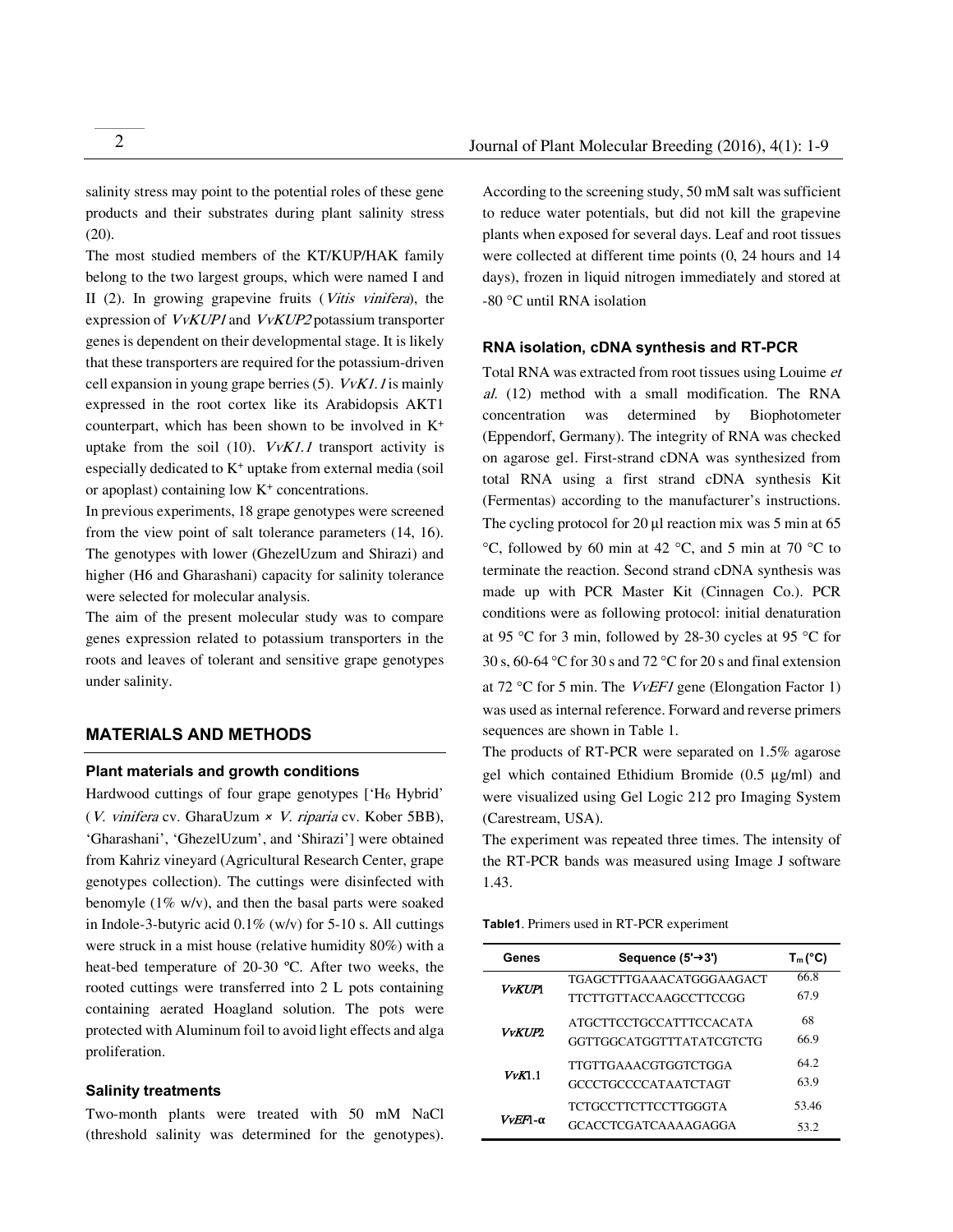salinity stress may point to the potential roles of these gene products and their substrates during plant salinity stress (20).

The most studied members of the KT/KUP/HAK family belong to the two largest groups, which were named I and II (2). In growing grapevine fruits (*Vitis vinifera*), the expression of *VvKUP1* and *VvKUP2* potassium transporter genes is dependent on their developmental stage. It is likely that these transporters are required for the potassium-driven cell expansion in young grape berries (5). *VvK1.1* is mainly expressed in the root cortex like its Arabidopsis AKT1 counterpart, which has been shown to be involved in $K^+$ uptake from the soil (10). *VvK1.1* transport activity is especially dedicated to $K^+$ uptake from external media (soil or apoplast) containing low $K^+$ concentrations.

In previous experiments, 18 grape genotypes were screened from the view point of salt tolerance parameters (14, 16). The genotypes with lower (GhezelUzum and Shirazi) and higher (H6 and Gharashani) capacity for salinity tolerance were selected for molecular analysis.

The aim of the present molecular study was to compare genes expression related to potassium transporters in the roots and leaves of tolerant and sensitive grape genotypes under salinity.

## MATERIALS AND METHODS

### Plant materials and growth conditions

Hardwood cuttings of four grape genotypes ['$H_6$ Hybrid' (*V. vinifera* cv. GharaUzum × *V. riparia* cv. Kober 5BB), 'Gharashani', 'GhezelUzum', and 'Shirazi'] were obtained from Kahriz vineyard (Agricultural Research Center, grape genotypes collection). The cuttings were disinfected with benomyle (1% w/v), and then the basal parts were soaked in Indole-3-butyric acid 0.1% (w/v) for 5-10 s. All cuttings were struck in a mist house (relative humidity 80%) with a heat-bed temperature of 20-30 ºC. After two weeks, the rooted cuttings were transferred into 2 L pots containing containing aerated Hoagland solution. The pots were protected with Aluminum foil to avoid light effects and alga proliferation.

### Salinity treatments

Two-month plants were treated with 50 mM NaCl (threshold salinity was determined for the genotypes). According to the screening study, 50 mM salt was sufficient to reduce water potentials, but did not kill the grapevine plants when exposed for several days. Leaf and root tissues were collected at different time points (0, 24 hours and 14 days), frozen in liquid nitrogen immediately and stored at -80 °C until RNA isolation

### RNA isolation, cDNA synthesis and RT-PCR

Total RNA was extracted from root tissues using Louime *et al.* (12) method with a small modification. The RNA concentration was determined by Biophotometer (Eppendorf, Germany). The integrity of RNA was checked on agarose gel. First-strand cDNA was synthesized from total RNA using a first strand cDNA synthesis Kit (Fermentas) according to the manufacturer's instructions. The cycling protocol for 20 µl reaction mix was 5 min at 65 °C, followed by 60 min at 42 °C, and 5 min at 70 °C to terminate the reaction. Second strand cDNA synthesis was made up with PCR Master Kit (Cinnagen Co.). PCR conditions were as following protocol: initial denaturation at 95 °C for 3 min, followed by 28-30 cycles at 95 °C for 30 s, 60-64 °C for 30 s and 72 °C for 20 s and final extension at 72 °C for 5 min. The *VvEF1* gene (Elongation Factor 1) was used as internal reference. Forward and reverse primers sequences are shown in Table 1.

The products of RT-PCR were separated on 1.5% agarose gel which contained Ethidium Bromide (0.5 µg/ml) and were visualized using Gel Logic 212 pro Imaging System (Carestream, USA).

The experiment was repeated three times. The intensity of the RT-PCR bands was measured using Image J software 1.43.

**Table1**. Primers used in RT-PCR experiment

| Genes | Sequence (5'→3') | $T_m$ (°C) |
|---|---|---|
| *VvKUP1* | TGAGCTTTGAAACATGGGAAGACT | 66.8 |
| | TTCTTGTTACCAAGCCTTCCGG | 67.9 |
| *VvKUP2* | ATGCTTCCTGCCATTTCCACATA | 68 |
| | GGTTGGCATGGTTTATATCGTCTG | 66.9 |
| *VvK1.1* | TTGTTGAAACGTGGTCTGGA | 64.2 |
| | GCCCTGCCCCATAATCTAGT | 63.9 |
| *VvEF1-α* | TCTGCCTTCTTCCTTGGGTA | 53.46 |
| | GCACCTCGATCAAAAGAGGA | 53.2 |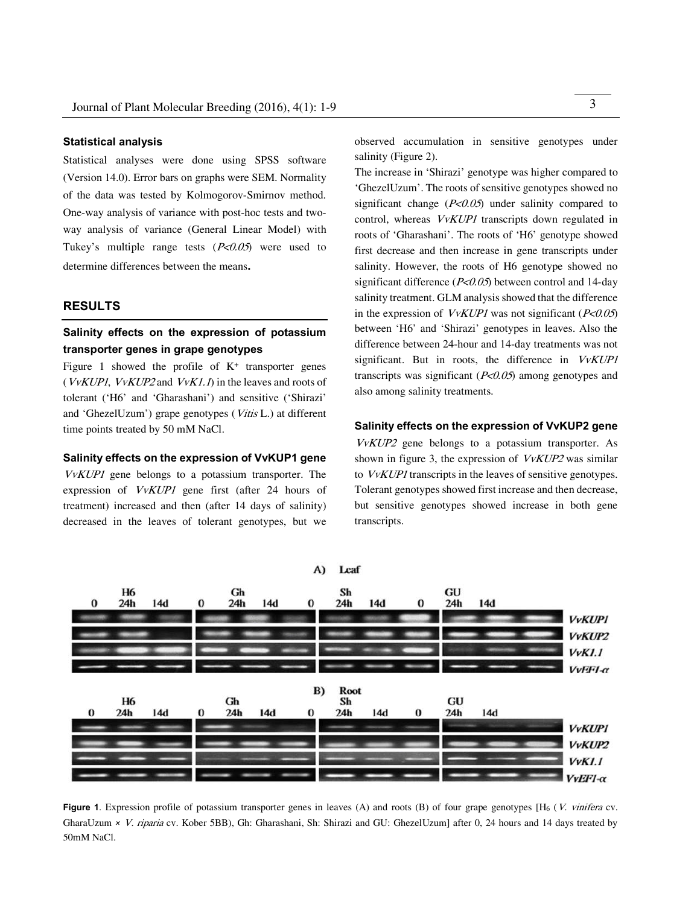### Statistical analysis

Statistical analyses were done using SPSS software (Version 14.0). Error bars on graphs were SEM. Normality of the data was tested by Kolmogorov-Smirnov method. One-way analysis of variance with post-hoc tests and two-way analysis of variance (General Linear Model) with Tukey's multiple range tests ($P<0.05$) were used to determine differences between the means.

## RESULTS

### Salinity effects on the expression of potassium transporter genes in grape genotypes

Figure 1 showed the profile of $K^+$ transporter genes (*VvKUP1*, *VvKUP2* and *VvK1.1*) in the leaves and roots of tolerant ('H6' and 'Gharashani') and sensitive ('Shirazi' and 'GhezelUzum') grape genotypes (*Vitis* L.) at different time points treated by 50 mM NaCl.

### Salinity effects on the expression of VvKUP1 gene

*VvKUP1* gene belongs to a potassium transporter. The expression of *VvKUP1* gene first (after 24 hours of treatment) increased and then (after 14 days of salinity) decreased in the leaves of tolerant genotypes, but we observed accumulation in sensitive genotypes under salinity (Figure 2).

The increase in 'Shirazi' genotype was higher compared to 'GhezelUzum'. The roots of sensitive genotypes showed no significant change ($P<0.05$) under salinity compared to control, whereas *VvKUP1* transcripts down regulated in roots of 'Gharashani'. The roots of 'H6' genotype showed first decrease and then increase in gene transcripts under salinity. However, the roots of H6 genotype showed no significant difference ($P<0.05$) between control and 14-day salinity treatment. GLM analysis showed that the difference in the expression of *VvKUP1* was not significant ($P<0.05$) between 'H6' and 'Shirazi' genotypes in leaves. Also the difference between 24-hour and 14-day treatments was not significant. But in roots, the difference in *VvKUP1* transcripts was significant ($P<0.05$) among genotypes and also among salinity treatments.

### Salinity effects on the expression of VvKUP2 gene

*VvKUP2* gene belongs to a potassium transporter. As shown in figure 3, the expression of *VvKUP2* was similar to *VvKUP1* transcripts in the leaves of sensitive genotypes. Tolerant genotypes showed first increase and then decrease, but sensitive genotypes showed increase in both gene transcripts.

**Figure 1**. Expression profile of potassium transporter genes in leaves (A) and roots (B) of four grape genotypes [$H_6$ (*V. vinifera* cv. GharaUzum × *V. riparia* cv. Kober 5BB), Gh: Gharashani, Sh: Shirazi and GU: GhezelUzum] after 0, 24 hours and 14 days treated by 50mM NaCl.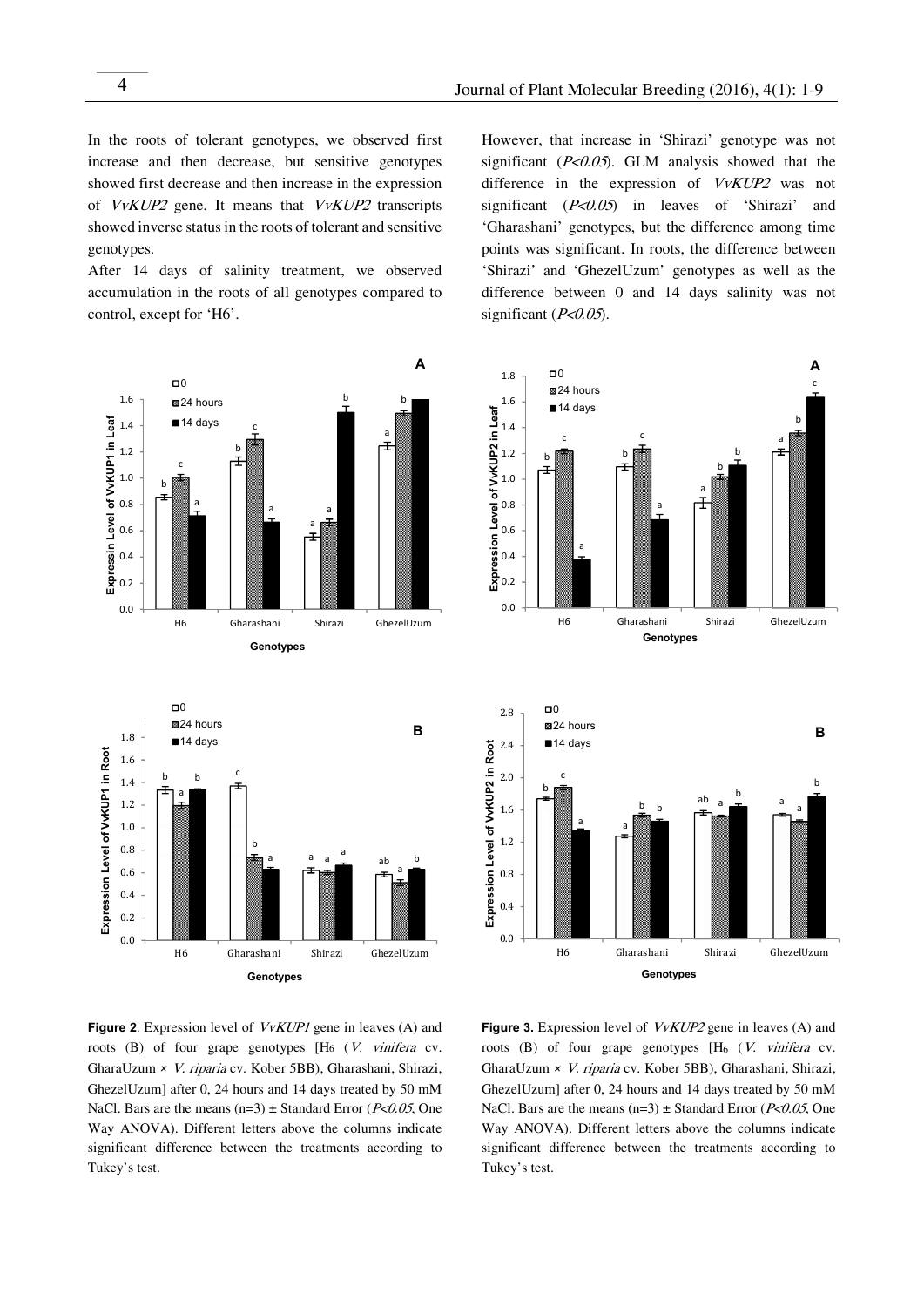In the roots of tolerant genotypes, we observed first increase and then decrease, but sensitive genotypes showed first decrease and then increase in the expression of *VvKUP2* gene. It means that *VvKUP2* transcripts showed inverse status in the roots of tolerant and sensitive genotypes.

After 14 days of salinity treatment, we observed accumulation in the roots of all genotypes compared to control, except for 'H6'.

However, that increase in 'Shirazi' genotype was not significant ($P<0.05$). GLM analysis showed that the difference in the expression of *VvKUP2* was not significant ($P<0.05$) in leaves of 'Shirazi' and 'Gharashani' genotypes, but the difference among time points was significant. In roots, the difference between 'Shirazi' and 'GhezelUzum' genotypes as well as the difference between 0 and 14 days salinity was not significant ($P<0.05$).

**Figure 2**. Expression level of *VvKUP1* gene in leaves (A) and roots (B) of four grape genotypes [H6 (*V. vinifera* cv. GharaUzum × *V. riparia* cv. Kober 5BB), Gharashani, Shirazi, GhezelUzum] after 0, 24 hours and 14 days treated by 50 mM NaCl. Bars are the means (n=3) ± Standard Error ($P<0.05$, One Way ANOVA). Different letters above the columns indicate significant difference between the treatments according to Tukey's test.

**Figure 3.** Expression level of *VvKUP2* gene in leaves (A) and roots (B) of four grape genotypes [H6 (*V. vinifera* cv. GharaUzum × *V. riparia* cv. Kober 5BB), Gharashani, Shirazi, GhezelUzum] after 0, 24 hours and 14 days treated by 50 mM NaCl. Bars are the means (n=3) ± Standard Error ($P<0.05$, One Way ANOVA). Different letters above the columns indicate significant difference between the treatments according to Tukey's test.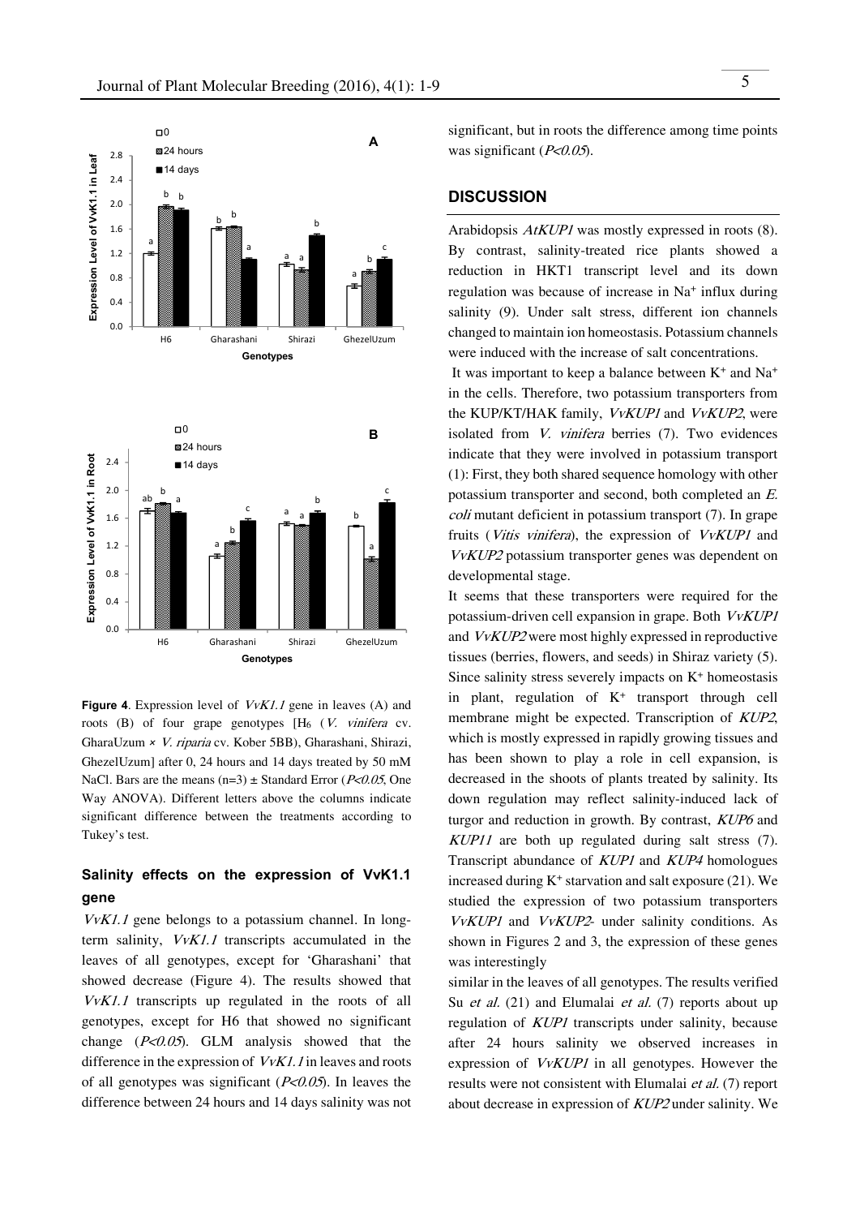**Figure 4**. Expression level of *VvK1.1* gene in leaves (A) and roots (B) of four grape genotypes [$H_6$ (*V. vinifera* cv. GharaUzum × *V. riparia* cv. Kober 5BB), Gharashani, Shirazi, GhezelUzum] after 0, 24 hours and 14 days treated by 50 mM NaCl. Bars are the means (n=3) ± Standard Error ($P<0.05$, One Way ANOVA). Different letters above the columns indicate significant difference between the treatments according to Tukey's test.

### Salinity effects on the expression of VvK1.1 gene

*VvK1.1* gene belongs to a potassium channel. In long-term salinity, *VvK1.1* transcripts accumulated in the leaves of all genotypes, except for 'Gharashani' that showed decrease (Figure 4). The results showed that *VvK1.1* transcripts up regulated in the roots of all genotypes, except for H6 that showed no significant change ($P<0.05$). GLM analysis showed that the difference in the expression of *VvK1.1* in leaves and roots of all genotypes was significant ($P<0.05$). In leaves the difference between 24 hours and 14 days salinity was not significant, but in roots the difference among time points was significant ($P<0.05$).

## DISCUSSION

Arabidopsis *AtKUP1* was mostly expressed in roots (8). By contrast, salinity-treated rice plants showed a reduction in HKT1 transcript level and its down regulation was because of increase in $Na^+$ influx during salinity (9). Under salt stress, different ion channels changed to maintain ion homeostasis. Potassium channels were induced with the increase of salt concentrations.

It was important to keep a balance between $K^+$ and $Na^+$ in the cells. Therefore, two potassium transporters from the KUP/KT/HAK family, *VvKUP1* and *VvKUP2*, were isolated from *V. vinifera* berries (7). Two evidences indicate that they were involved in potassium transport (1): First, they both shared sequence homology with other potassium transporter and second, both completed an *E. coli* mutant deficient in potassium transport (7). In grape fruits (*Vitis vinifera*), the expression of *VvKUP1* and *VvKUP2* potassium transporter genes was dependent on developmental stage.

It seems that these transporters were required for the potassium-driven cell expansion in grape. Both *VvKUP1* and *VvKUP2* were most highly expressed in reproductive tissues (berries, flowers, and seeds) in Shiraz variety (5). Since salinity stress severely impacts on $K^+$ homeostasis in plant, regulation of $K^+$ transport through cell membrane might be expected. Transcription of *KUP2*, which is mostly expressed in rapidly growing tissues and has been shown to play a role in cell expansion, is decreased in the shoots of plants treated by salinity. Its down regulation may reflect salinity-induced lack of turgor and reduction in growth. By contrast, *KUP6* and *KUP11* are both up regulated during salt stress (7). Transcript abundance of *KUP1* and *KUP4* homologues increased during $K^+$ starvation and salt exposure (21). We studied the expression of two potassium transporters *VvKUP1* and *VvKUP2*- under salinity conditions. As shown in Figures 2 and 3, the expression of these genes was interestingly

similar in the leaves of all genotypes. The results verified Su *et al.* (21) and Elumalai *et al.* (7) reports about up regulation of *KUP1* transcripts under salinity, because after 24 hours salinity we observed increases in expression of *VvKUP1* in all genotypes. However the results were not consistent with Elumalai *et al.* (7) report about decrease in expression of *KUP2* under salinity. We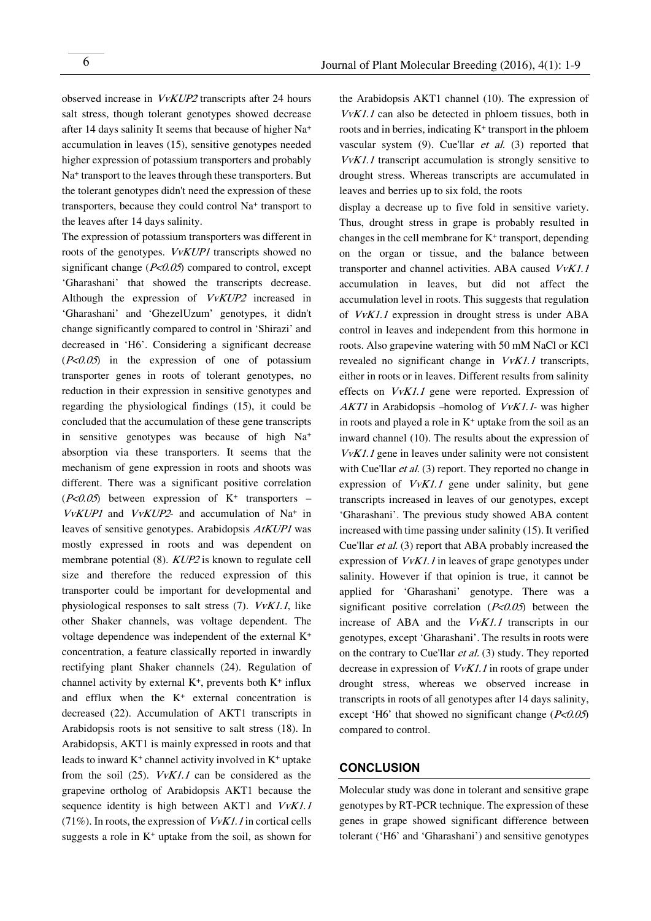observed increase in *VvKUP2* transcripts after 24 hours salt stress, though tolerant genotypes showed decrease after 14 days salinity It seems that because of higher $Na^+$ accumulation in leaves (15), sensitive genotypes needed higher expression of potassium transporters and probably $Na^+$ transport to the leaves through these transporters. But the tolerant genotypes didn't need the expression of these transporters, because they could control $Na^+$ transport to the leaves after 14 days salinity.

The expression of potassium transporters was different in roots of the genotypes. *VvKUP1* transcripts showed no significant change ($P<0.05$) compared to control, except 'Gharashani' that showed the transcripts decrease. Although the expression of *VvKUP2* increased in 'Gharashani' and 'GhezelUzum' genotypes, it didn't change significantly compared to control in 'Shirazi' and decreased in 'H6'. Considering a significant decrease ($P<0.05$) in the expression of one of potassium transporter genes in roots of tolerant genotypes, no reduction in their expression in sensitive genotypes and regarding the physiological findings (15), it could be concluded that the accumulation of these gene transcripts in sensitive genotypes was because of high $Na^+$ absorption via these transporters. It seems that the mechanism of gene expression in roots and shoots was different. There was a significant positive correlation ($P<0.05$) between expression of $K^+$ transporters – *VvKUP1* and *VvKUP2*- and accumulation of $Na^+$ in leaves of sensitive genotypes. Arabidopsis *AtKUP1* was mostly expressed in roots and was dependent on membrane potential (8). *KUP2* is known to regulate cell size and therefore the reduced expression of this transporter could be important for developmental and physiological responses to salt stress (7). *VvK1.1*, like other Shaker channels, was voltage dependent. The voltage dependence was independent of the external $K^+$ concentration, a feature classically reported in inwardly rectifying plant Shaker channels (24). Regulation of channel activity by external $K^+$, prevents both $K^+$ influx and efflux when the $K^+$ external concentration is decreased (22). Accumulation of AKT1 transcripts in Arabidopsis roots is not sensitive to salt stress (18). In Arabidopsis, AKT1 is mainly expressed in roots and that leads to inward $K^+$ channel activity involved in $K^+$ uptake from the soil (25). *VvK1.1* can be considered as the grapevine ortholog of Arabidopsis AKT1 because the sequence identity is high between AKT1 and *VvK1.1* (71%). In roots, the expression of *VvK1.1* in cortical cells suggests a role in $K^+$ uptake from the soil, as shown for the Arabidopsis AKT1 channel (10). The expression of *VvK1.1* can also be detected in phloem tissues, both in roots and in berries, indicating $K^+$ transport in the phloem vascular system (9). Cue'llar *et al.* (3) reported that *VvK1.1* transcript accumulation is strongly sensitive to drought stress. Whereas transcripts are accumulated in leaves and berries up to six fold, the roots display a decrease up to five fold in sensitive variety. Thus, drought stress in grape is probably resulted in changes in the cell membrane for $K^+$ transport, depending on the organ or tissue, and the balance between transporter and channel activities. ABA caused *VvK1.1* accumulation in leaves, but did not affect the accumulation level in roots. This suggests that regulation of *VvK1.1* expression in drought stress is under ABA control in leaves and independent from this hormone in roots. Also grapevine watering with 50 mM NaCl or KCl revealed no significant change in *VvK1.1* transcripts, either in roots or in leaves. Different results from salinity effects on *VvK1.1* gene were reported. Expression of *AKT1* in Arabidopsis –homolog of *VvK1.1*- was higher in roots and played a role in $K^+$ uptake from the soil as an inward channel (10). The results about the expression of *VvK1.1* gene in leaves under salinity were not consistent with Cue'llar *et al.* (3) report. They reported no change in expression of *VvK1.1* gene under salinity, but gene transcripts increased in leaves of our genotypes, except 'Gharashani'. The previous study showed ABA content increased with time passing under salinity (15). It verified Cue'llar *et al.* (3) report that ABA probably increased the expression of *VvK1.1* in leaves of grape genotypes under salinity. However if that opinion is true, it cannot be applied for 'Gharashani' genotype. There was a significant positive correlation ($P<0.05$) between the increase of ABA and the *VvK1.1* transcripts in our genotypes, except 'Gharashani'. The results in roots were on the contrary to Cue'llar *et al.* (3) study. They reported decrease in expression of *VvK1.1* in roots of grape under drought stress, whereas we observed increase in transcripts in roots of all genotypes after 14 days salinity, except 'H6' that showed no significant change ($P<0.05$) compared to control.

## CONCLUSION

Molecular study was done in tolerant and sensitive grape genotypes by RT-PCR technique. The expression of these genes in grape showed significant difference between tolerant ('H6' and 'Gharashani') and sensitive genotypes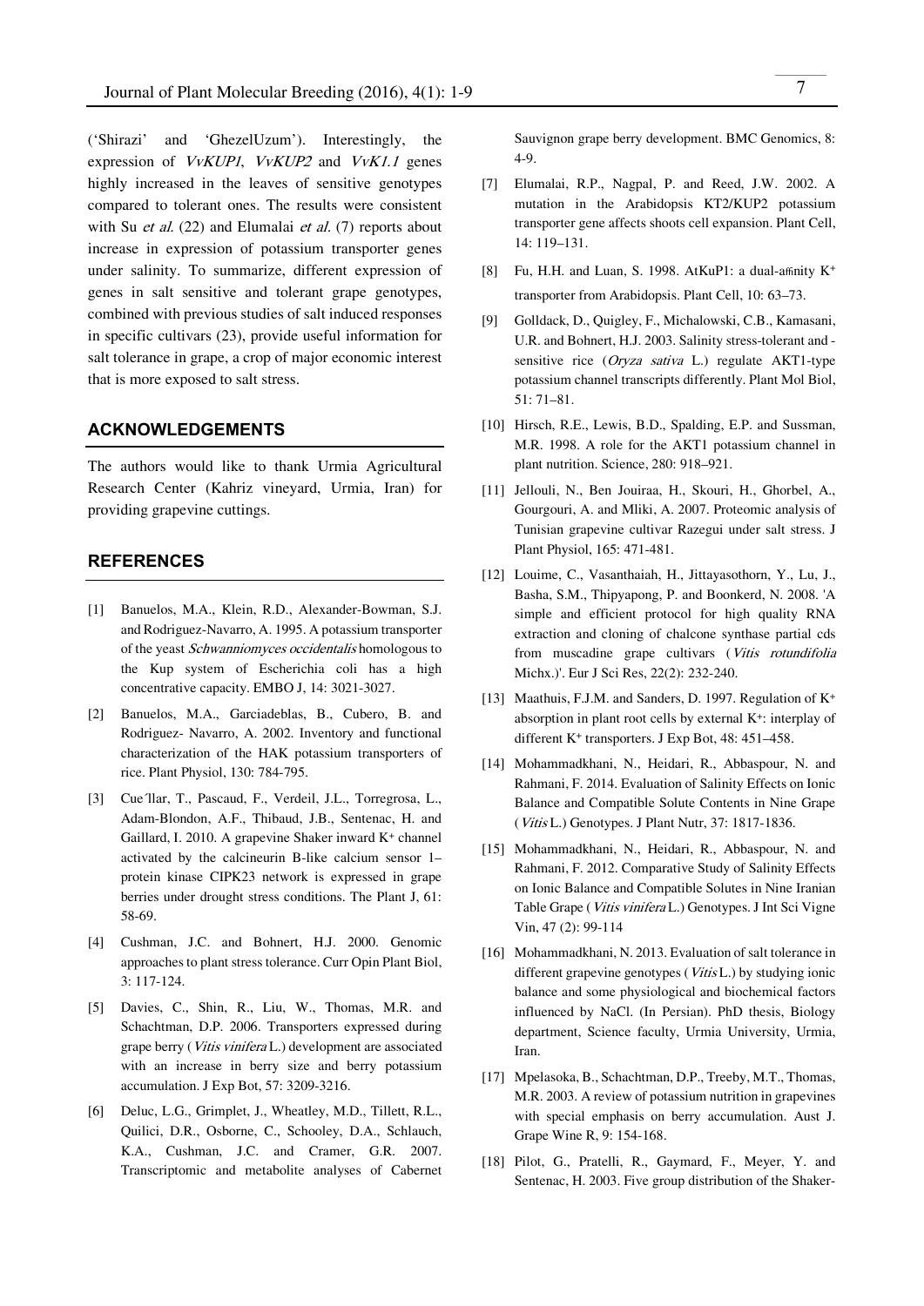('Shirazi' and 'GhezelUzum'). Interestingly, the expression of *VvKUP1*, *VvKUP2* and *VvK1.1* genes highly increased in the leaves of sensitive genotypes compared to tolerant ones. The results were consistent with Su *et al.* (22) and Elumalai *et al.* (7) reports about increase in expression of potassium transporter genes under salinity. To summarize, different expression of genes in salt sensitive and tolerant grape genotypes, combined with previous studies of salt induced responses in specific cultivars (23), provide useful information for salt tolerance in grape, a crop of major economic interest that is more exposed to salt stress.

## ACKNOWLEDGEMENTS

The authors would like to thank Urmia Agricultural Research Center (Kahriz vineyard, Urmia, Iran) for providing grapevine cuttings.

## REFERENCES

[1] Banuelos, M.A., Klein, R.D., Alexander-Bowman, S.J. and Rodriguez-Navarro, A. 1995. A potassium transporter of the yeast *Schwanniomyces occidentalis* homologous to the Kup system of Escherichia coli has a high concentrative capacity. EMBO J, 14: 3021-3027.

[2] Banuelos, M.A., Garciadeblas, B., Cubero, B. and Rodriguez- Navarro, A. 2002. Inventory and functional characterization of the HAK potassium transporters of rice. Plant Physiol, 130: 784-795.

[3] Cue´llar, T., Pascaud, F., Verdeil, J.L., Torregrosa, L., Adam-Blondon, A.F., Thibaud, J.B., Sentenac, H. and Gaillard, I. 2010. A grapevine Shaker inward $K^+$ channel activated by the calcineurin B-like calcium sensor 1–protein kinase CIPK23 network is expressed in grape berries under drought stress conditions. The Plant J, 61: 58-69.

[4] Cushman, J.C. and Bohnert, H.J. 2000. Genomic approaches to plant stress tolerance. Curr Opin Plant Biol, 3: 117-124.

[5] Davies, C., Shin, R., Liu, W., Thomas, M.R. and Schachtman, D.P. 2006. Transporters expressed during grape berry (*Vitis vinifera* L.) development are associated with an increase in berry size and berry potassium accumulation. J Exp Bot, 57: 3209-3216.

[6] Deluc, L.G., Grimplet, J., Wheatley, M.D., Tillett, R.L., Quilici, D.R., Osborne, C., Schooley, D.A., Schlauch, K.A., Cushman, J.C. and Cramer, G.R. 2007. Transcriptomic and metabolite analyses of Cabernet Sauvignon grape berry development. BMC Genomics, 8: 4-9.

[7] Elumalai, R.P., Nagpal, P. and Reed, J.W. 2002. A mutation in the Arabidopsis KT2/KUP2 potassium transporter gene affects shoots cell expansion. Plant Cell, 14: 119–131.

[8] Fu, H.H. and Luan, S. 1998. AtKuP1: a dual-affinity $K^+$ transporter from Arabidopsis. Plant Cell, 10: 63–73.

[9] Golldack, D., Quigley, F., Michalowski, C.B., Kamasani, U.R. and Bohnert, H.J. 2003. Salinity stress-tolerant and -sensitive rice (*Oryza sativa* L.) regulate AKT1-type potassium channel transcripts differently. Plant Mol Biol, 51: 71–81.

[10] Hirsch, R.E., Lewis, B.D., Spalding, E.P. and Sussman, M.R. 1998. A role for the AKT1 potassium channel in plant nutrition. Science, 280: 918–921.

[11] Jellouli, N., Ben Jouiraa, H., Skouri, H., Ghorbel, A., Gourgouri, A. and Mliki, A. 2007. Proteomic analysis of Tunisian grapevine cultivar Razegui under salt stress. J Plant Physiol, 165: 471-481.

[12] Louime, C., Vasanthaiah, H., Jittayasothorn, Y., Lu, J., Basha, S.M., Thipyapong, P. and Boonkerd, N. 2008. 'A simple and efficient protocol for high quality RNA extraction and cloning of chalcone synthase partial cds from muscadine grape cultivars (*Vitis rotundifolia* Michx.)'. Eur J Sci Res, 22(2): 232-240.

[13] Maathuis, F.J.M. and Sanders, D. 1997. Regulation of $K^+$ absorption in plant root cells by external $K^+$: interplay of different $K^+$ transporters. J Exp Bot, 48: 451–458.

[14] Mohammadkhani, N., Heidari, R., Abbaspour, N. and Rahmani, F. 2014. Evaluation of Salinity Effects on Ionic Balance and Compatible Solute Contents in Nine Grape (*Vitis* L.) Genotypes. J Plant Nutr, 37: 1817-1836.

[15] Mohammadkhani, N., Heidari, R., Abbaspour, N. and Rahmani, F. 2012. Comparative Study of Salinity Effects on Ionic Balance and Compatible Solutes in Nine Iranian Table Grape (*Vitis vinifera* L.) Genotypes. J Int Sci Vigne Vin, 47 (2): 99-114

[16] Mohammadkhani, N. 2013. Evaluation of salt tolerance in different grapevine genotypes (*Vitis* L.) by studying ionic balance and some physiological and biochemical factors influenced by NaCl. (In Persian). PhD thesis, Biology department, Science faculty, Urmia University, Urmia, Iran.

[17] Mpelasoka, B., Schachtman, D.P., Treeby, M.T., Thomas, M.R. 2003. A review of potassium nutrition in grapevines with special emphasis on berry accumulation. Aust J. Grape Wine R, 9: 154-168.

[18] Pilot, G., Pratelli, R., Gaymard, F., Meyer, Y. and Sentenac, H. 2003. Five group distribution of the Shaker-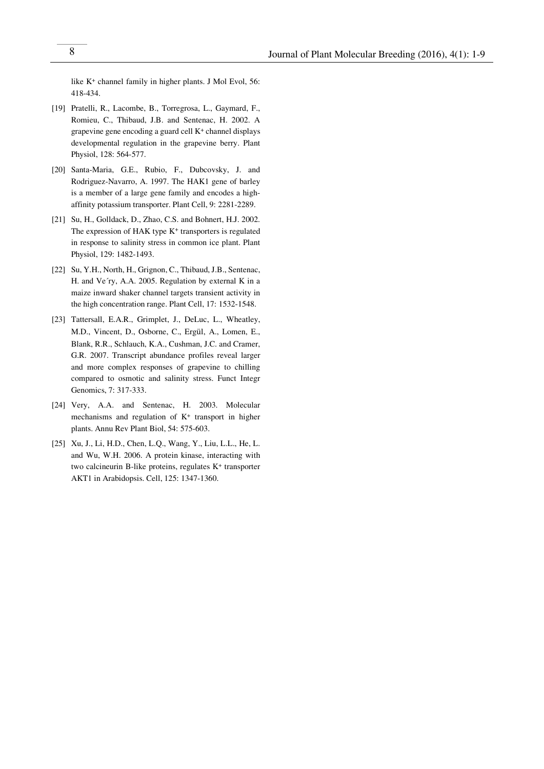like K+ channel family in higher plants. J Mol Evol, 56: 418-434.

[19] Pratelli, R., Lacombe, B., Torregrosa, L., Gaymard, F., Romieu, C., Thibaud, J.B. and Sentenac, H. 2002. A grapevine gene encoding a guard cell K+ channel displays developmental regulation in the grapevine berry. Plant Physiol, 128: 564-577.

[20] Santa-Maria, G.E., Rubio, F., Dubcovsky, J. and Rodriguez-Navarro, A. 1997. The HAK1 gene of barley is a member of a large gene family and encodes a high-affinity potassium transporter. Plant Cell, 9: 2281-2289.

[21] Su, H., Golldack, D., Zhao, C.S. and Bohnert, H.J. 2002. The expression of HAK type K+ transporters is regulated in response to salinity stress in common ice plant. Plant Physiol, 129: 1482-1493.

[22] Su, Y.H., North, H., Grignon, C., Thibaud, J.B., Sentenac, H. and Ve´ry, A.A. 2005. Regulation by external K in a maize inward shaker channel targets transient activity in the high concentration range. Plant Cell, 17: 1532-1548.

[23] Tattersall, E.A.R., Grimplet, J., DeLuc, L., Wheatley, M.D., Vincent, D., Osborne, C., Ergül, A., Lomen, E., Blank, R.R., Schlauch, K.A., Cushman, J.C. and Cramer, G.R. 2007. Transcript abundance profiles reveal larger and more complex responses of grapevine to chilling compared to osmotic and salinity stress. Funct Integr Genomics, 7: 317-333.

[24] Very, A.A. and Sentenac, H. 2003. Molecular mechanisms and regulation of K+ transport in higher plants. Annu Rev Plant Biol, 54: 575-603.

[25] Xu, J., Li, H.D., Chen, L.Q., Wang, Y., Liu, L.L., He, L. and Wu, W.H. 2006. A protein kinase, interacting with two calcineurin B-like proteins, regulates K+ transporter AKT1 in Arabidopsis. Cell, 125: 1347-1360.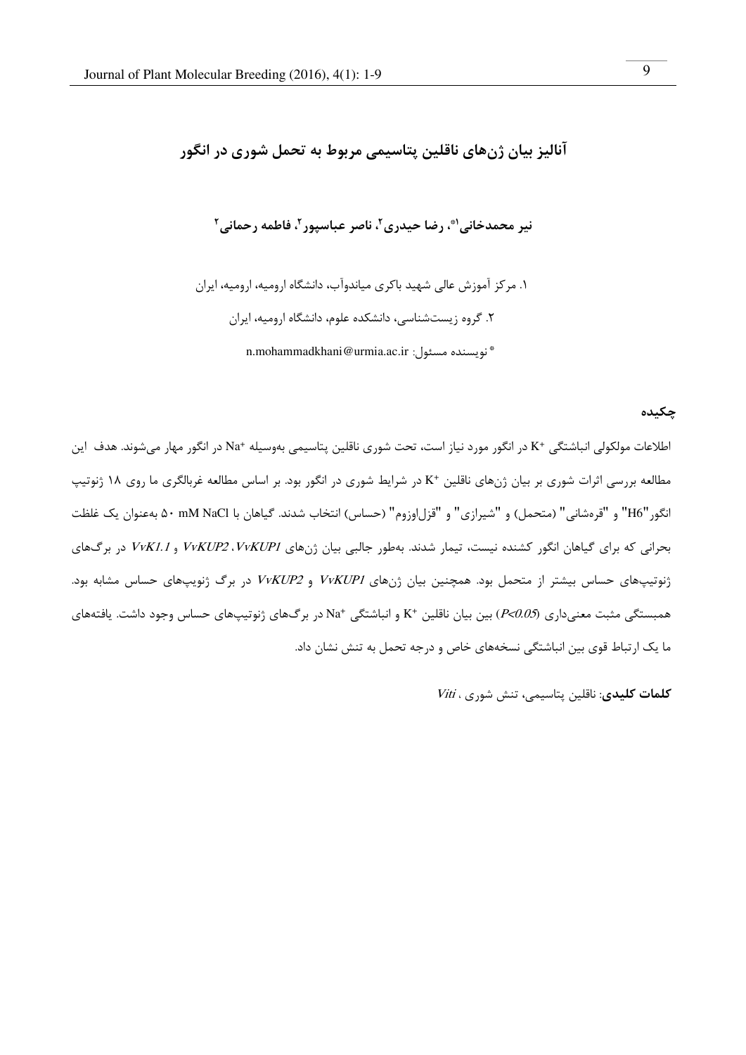# آنالیز بیان ژن‌های ناقلین پتاسیمی مربوط به تحمل شوری در انگور

**نیر محمدخانی[1*]، رضا حیدری[2]، ناصر عباسپور[2]، فاطمه رحمانی[2]**

۱. مرکز آموزش عالی شهید باکری میاندوآب، دانشگاه ارومیه، ارومیه، ایران

۲. گروه زیست‌شناسی، دانشکده علوم، دانشگاه ارومیه، ایران

* نویسنده مسئول: n.mohammadkhani@urmia.ac.ir

## چکیده

اطلاعات مولکولی انباشتگی $K^+$ در انگور مورد نیاز است، تحت شوری ناقلین پتاسیمی به‌وسیله $Na^+$ در انگور مهار می‌شوند. هدف این مطالعه بررسی اثرات شوری بر بیان ژن‌های ناقلین $K^+$ در شرایط شوری در انگور بود. بر اساس مطالعه غربالگری ما روی ۱۸ ژنوتیپ انگور"H6" و "قره‌شانی" (متحمل) و "شیرازی" و "قزل‌اوزوم" (حساس) انتخاب شدند. گیاهان با ۵۰ mM NaCl به‌عنوان یک غلظت بحرانی که برای گیاهان انگور کشنده نیست، تیمار شدند. به‌طور جالبی بیان ژن‌های *VvKUP1*، *VvKUP2* و *VvK1.1* در برگ‌های ژنوتیپ‌های حساس بیشتر از متحمل بود. همچنین بیان ژن‌های *VvKUP1* و *VvKUP2* در برگ ژنوتیپ‌های حساس مشابه بود. همبستگی مثبت معنی‌داری ($P<0.05$) بین بیان ناقلین $K^+$ و انباشتگی $Na^+$ در برگ‌های ژنوتیپ‌های حساس وجود داشت. یافته‌های ما یک ارتباط قوی بین انباشتگی نسخه‌های خاص و درجه تحمل به تنش نشان داد.

**کلمات کلیدی**: ناقلین پتاسیمی، تنش شوری ، *Viti*